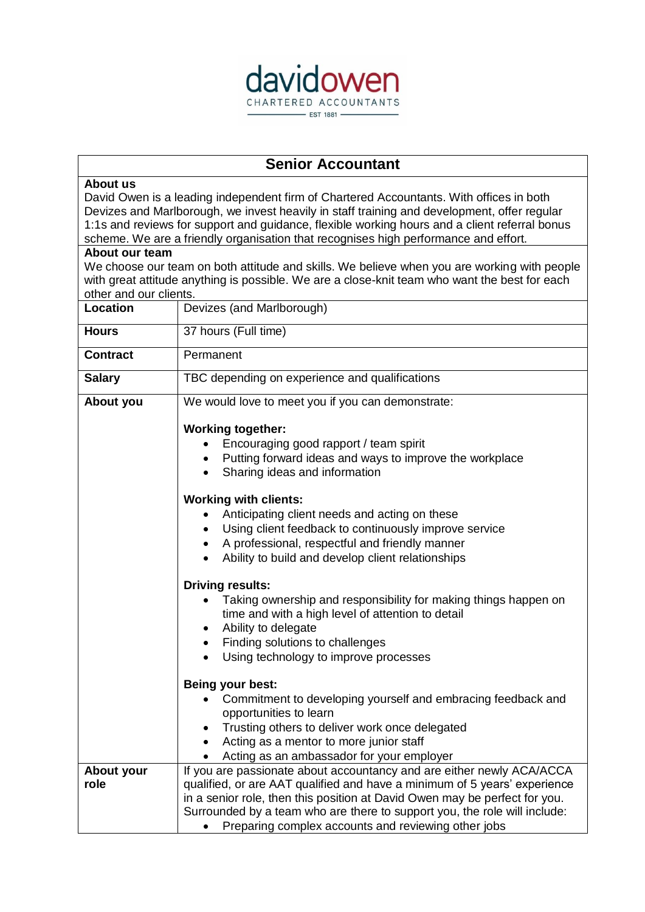davidowen
CHARTERED ACCOUNTANTS
EST 1881

# Senior Accountant

**About us**

David Owen is a leading independent firm of Chartered Accountants. With offices in both Devizes and Marlborough, we invest heavily in staff training and development, offer regular 1:1s and reviews for support and guidance, flexible working hours and a client referral bonus scheme. We are a friendly organisation that recognises high performance and effort.

**About our team**

We choose our team on both attitude and skills. We believe when you are working with people with great attitude anything is possible. We are a close-knit team who want the best for each other and our clients.

| | |
|---|---|
| **Location** | Devizes (and Marlborough) |
| **Hours** | 37 hours (Full time) |
| **Contract** | Permanent |
| **Salary** | TBC depending on experience and qualifications |
| **About you** | We would love to meet you if you can demonstrate:<br><br>**Working together:**<br>• Encouraging good rapport / team spirit<br>• Putting forward ideas and ways to improve the workplace<br>• Sharing ideas and information<br><br>**Working with clients:**<br>• Anticipating client needs and acting on these<br>• Using client feedback to continuously improve service<br>• A professional, respectful and friendly manner<br>• Ability to build and develop client relationships<br><br>**Driving results:**<br>• Taking ownership and responsibility for making things happen on time and with a high level of attention to detail<br>• Ability to delegate<br>• Finding solutions to challenges<br>• Using technology to improve processes<br><br>**Being your best:**<br>• Commitment to developing yourself and embracing feedback and opportunities to learn<br>• Trusting others to deliver work once delegated<br>• Acting as a mentor to more junior staff<br>• Acting as an ambassador for your employer |
| **About your role** | If you are passionate about accountancy and are either newly ACA/ACCA qualified, or are AAT qualified and have a minimum of 5 years' experience in a senior role, then this position at David Owen may be perfect for you. Surrounded by a team who are there to support you, the role will include:<br>• Preparing complex accounts and reviewing other jobs |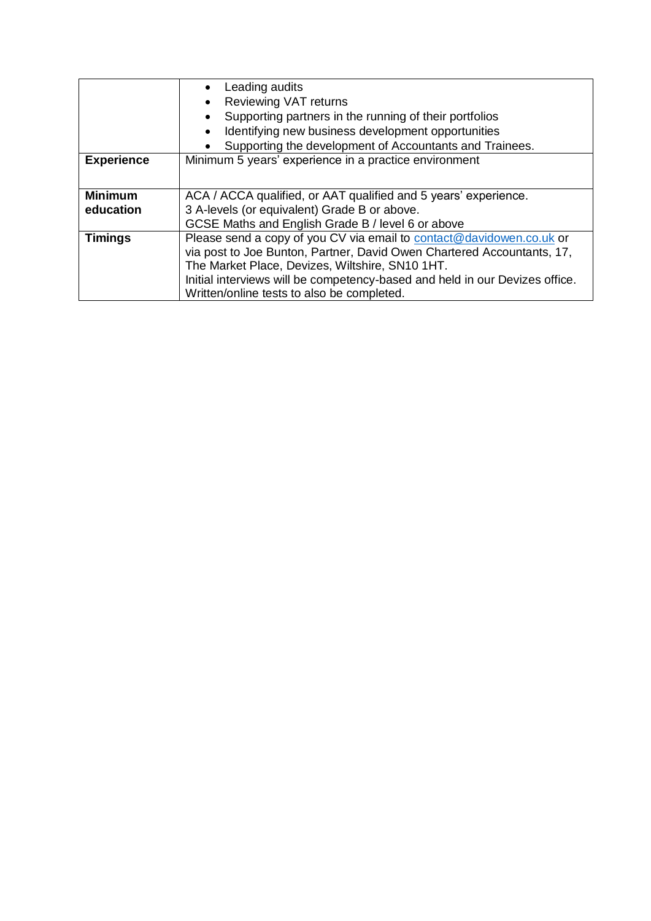| | |
|---|---|
| | • Leading audits<br>• Reviewing VAT returns<br>• Supporting partners in the running of their portfolios<br>• Identifying new business development opportunities<br>• Supporting the development of Accountants and Trainees. |
| **Experience** | Minimum 5 years' experience in a practice environment |
| **Minimum education** | ACA / ACCA qualified, or AAT qualified and 5 years' experience.<br>3 A-levels (or equivalent) Grade B or above.<br>GCSE Maths and English Grade B / level 6 or above |
| **Timings** | Please send a copy of you CV via email to contact@davidowen.co.uk or via post to Joe Bunton, Partner, David Owen Chartered Accountants, 17, The Market Place, Devizes, Wiltshire, SN10 1HT.<br>Initial interviews will be competency-based and held in our Devizes office.<br>Written/online tests to also be completed. |